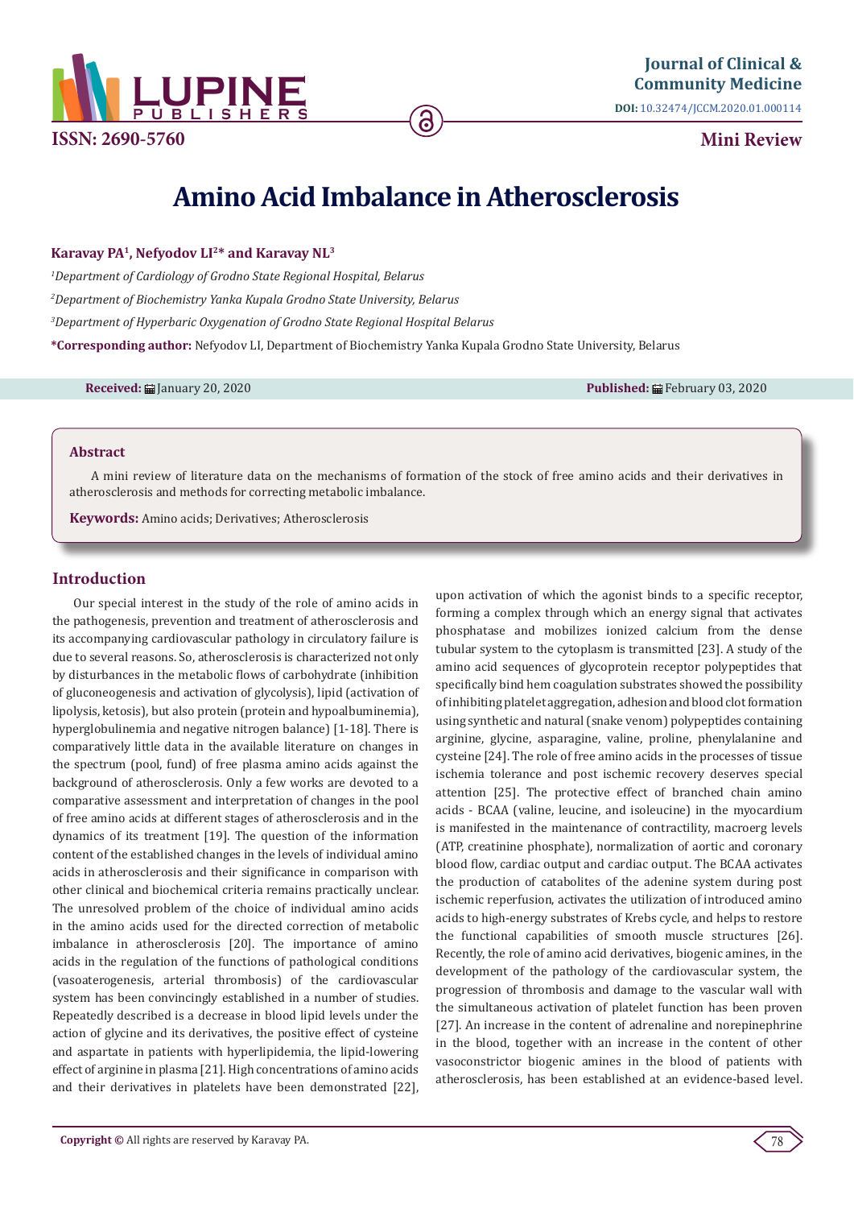# Amino Acid Imbalance in Atherosclerosis

**Karavay PA[1], Nefyodov LI[2]* and Karavay NL[3]**

[1]*Department of Cardiology of Grodno State Regional Hospital, Belarus*

[2]*Department of Biochemistry Yanka Kupala Grodno State University, Belarus*

[3]*Department of Hyperbaric Oxygenation of Grodno State Regional Hospital Belarus*

**\*Corresponding author:** Nefyodov LI, Department of Biochemistry Yanka Kupala Grodno State University, Belarus

**Received:** January 20, 2020 **Published:** February 03, 2020

## Abstract

A mini review of literature data on the mechanisms of formation of the stock of free amino acids and their derivatives in atherosclerosis and methods for correcting metabolic imbalance.

**Keywords:** Amino acids; Derivatives; Atherosclerosis

## Introduction

Our special interest in the study of the role of amino acids in the pathogenesis, prevention and treatment of atherosclerosis and its accompanying cardiovascular pathology in circulatory failure is due to several reasons. So, atherosclerosis is characterized not only by disturbances in the metabolic flows of carbohydrate (inhibition of gluconeogenesis and activation of glycolysis), lipid (activation of lipolysis, ketosis), but also protein (protein and hypoalbuminemia), hyperglobulinemia and negative nitrogen balance) [1-18]. There is comparatively little data in the available literature on changes in the spectrum (pool, fund) of free plasma amino acids against the background of atherosclerosis. Only a few works are devoted to a comparative assessment and interpretation of changes in the pool of free amino acids at different stages of atherosclerosis and in the dynamics of its treatment [19]. The question of the information content of the established changes in the levels of individual amino acids in atherosclerosis and their significance in comparison with other clinical and biochemical criteria remains practically unclear. The unresolved problem of the choice of individual amino acids in the amino acids used for the directed correction of metabolic imbalance in atherosclerosis [20]. The importance of amino acids in the regulation of the functions of pathological conditions (vasoaterogenesis, arterial thrombosis) of the cardiovascular system has been convincingly established in a number of studies. Repeatedly described is a decrease in blood lipid levels under the action of glycine and its derivatives, the positive effect of cysteine and aspartate in patients with hyperlipidemia, the lipid-lowering effect of arginine in plasma [21]. High concentrations of amino acids and their derivatives in platelets have been demonstrated [22], upon activation of which the agonist binds to a specific receptor, forming a complex through which an energy signal that activates phosphatase and mobilizes ionized calcium from the dense tubular system to the cytoplasm is transmitted [23]. A study of the amino acid sequences of glycoprotein receptor polypeptides that specifically bind hem coagulation substrates showed the possibility of inhibiting platelet aggregation, adhesion and blood clot formation using synthetic and natural (snake venom) polypeptides containing arginine, glycine, asparagine, valine, proline, phenylalanine and cysteine [24]. The role of free amino acids in the processes of tissue ischemia tolerance and post ischemic recovery deserves special attention [25]. The protective effect of branched chain amino acids - BCAA (valine, leucine, and isoleucine) in the myocardium is manifested in the maintenance of contractility, macroerg levels (ATP, creatinine phosphate), normalization of aortic and coronary blood flow, cardiac output and cardiac output. The BCAA activates the production of catabolites of the adenine system during post ischemic reperfusion, activates the utilization of introduced amino acids to high-energy substrates of Krebs cycle, and helps to restore the functional capabilities of smooth muscle structures [26]. Recently, the role of amino acid derivatives, biogenic amines, in the development of the pathology of the cardiovascular system, the progression of thrombosis and damage to the vascular wall with the simultaneous activation of platelet function has been proven [27]. An increase in the content of adrenaline and norepinephrine in the blood, together with an increase in the content of other vasoconstrictor biogenic amines in the blood of patients with atherosclerosis, has been established at an evidence-based level.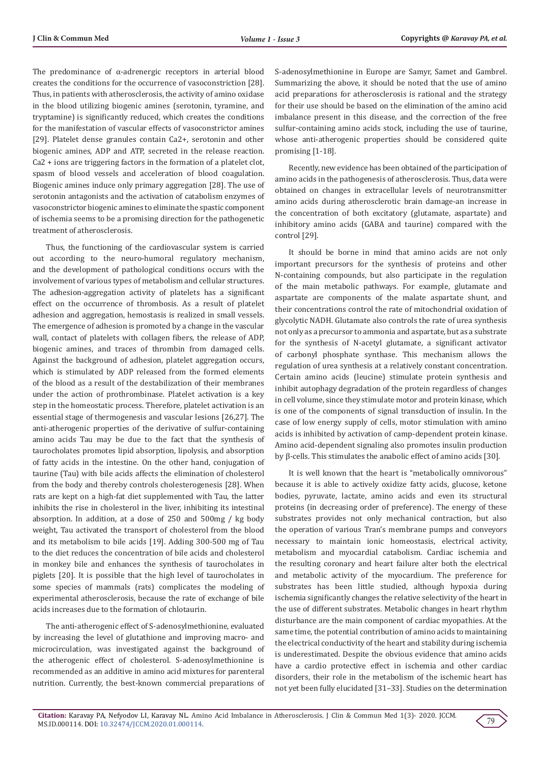The predominance of α-adrenergic receptors in arterial blood creates the conditions for the occurrence of vasoconstriction [28]. Thus, in patients with atherosclerosis, the activity of amino oxidase in the blood utilizing biogenic amines (serotonin, tyramine, and tryptamine) is significantly reduced, which creates the conditions for the manifestation of vascular effects of vasoconstrictor amines [29]. Platelet dense granules contain $Ca2+$, serotonin and other biogenic amines, ADP and ATP, secreted in the release reaction. $Ca2$ + ions are triggering factors in the formation of a platelet clot, spasm of blood vessels and acceleration of blood coagulation. Biogenic amines induce only primary aggregation [28]. The use of serotonin antagonists and the activation of catabolism enzymes of vasoconstrictor biogenic amines to eliminate the spastic component of ischemia seems to be a promising direction for the pathogenetic treatment of atherosclerosis.

Thus, the functioning of the cardiovascular system is carried out according to the neuro-humoral regulatory mechanism, and the development of pathological conditions occurs with the involvement of various types of metabolism and cellular structures. The adhesion-aggregation activity of platelets has a significant effect on the occurrence of thrombosis. As a result of platelet adhesion and aggregation, hemostasis is realized in small vessels. The emergence of adhesion is promoted by a change in the vascular wall, contact of platelets with collagen fibers, the release of ADP, biogenic amines, and traces of thrombin from damaged cells. Against the background of adhesion, platelet aggregation occurs, which is stimulated by ADP released from the formed elements of the blood as a result of the destabilization of their membranes under the action of prothrombinase. Platelet activation is a key step in the homeostatic process. Therefore, platelet activation is an essential stage of thermogenesis and vascular lesions [26,27]. The anti-atherogenic properties of the derivative of sulfur-containing amino acids Tau may be due to the fact that the synthesis of taurocholates promotes lipid absorption, lipolysis, and absorption of fatty acids in the intestine. On the other hand, conjugation of taurine (Tau) with bile acids affects the elimination of cholesterol from the body and thereby controls cholesterogenesis [28]. When rats are kept on a high-fat diet supplemented with Tau, the latter inhibits the rise in cholesterol in the liver, inhibiting its intestinal absorption. In addition, at a dose of 250 and 500mg / kg body weight, Tau activated the transport of cholesterol from the blood and its metabolism to bile acids [19]. Adding 300-500 mg of Tau to the diet reduces the concentration of bile acids and cholesterol in monkey bile and enhances the synthesis of taurocholates in piglets [20]. It is possible that the high level of taurocholates in some species of mammals (rats) complicates the modeling of experimental atherosclerosis, because the rate of exchange of bile acids increases due to the formation of chlotaurin.

The anti-atherogenic effect of S-adenosylmethionine, evaluated by increasing the level of glutathione and improving macro- and microcirculation, was investigated against the background of the atherogenic effect of cholesterol. S-adenosylmethionine is recommended as an additive in amino acid mixtures for parenteral nutrition. Currently, the best-known commercial preparations of S-adenosylmethionine in Europe are Samyr, Samet and Gambrel. Summarizing the above, it should be noted that the use of amino acid preparations for atherosclerosis is rational and the strategy for their use should be based on the elimination of the amino acid imbalance present in this disease, and the correction of the free sulfur-containing amino acids stock, including the use of taurine, whose anti-atherogenic properties should be considered quite promising [1-18].

Recently, new evidence has been obtained of the participation of amino acids in the pathogenesis of atherosclerosis. Thus, data were obtained on changes in extracellular levels of neurotransmitter amino acids during atherosclerotic brain damage-an increase in the concentration of both excitatory (glutamate, aspartate) and inhibitory amino acids (GABA and taurine) compared with the control [29].

It should be borne in mind that amino acids are not only important precursors for the synthesis of proteins and other N-containing compounds, but also participate in the regulation of the main metabolic pathways. For example, glutamate and aspartate are components of the malate aspartate shunt, and their concentrations control the rate of mitochondrial oxidation of glycolytic NADH. Glutamate also controls the rate of urea synthesis not only as a precursor to ammonia and aspartate, but as a substrate for the synthesis of N-acetyl glutamate, a significant activator of carbonyl phosphate synthase. This mechanism allows the regulation of urea synthesis at a relatively constant concentration. Certain amino acids (leucine) stimulate protein synthesis and inhibit autophagy degradation of the protein regardless of changes in cell volume, since they stimulate motor and protein kinase, which is one of the components of signal transduction of insulin. In the case of low energy supply of cells, motor stimulation with amino acids is inhibited by activation of camp-dependent protein kinase. Amino acid-dependent signaling also promotes insulin production by β-cells. This stimulates the anabolic effect of amino acids [30].

It is well known that the heart is "metabolically omnivorous" because it is able to actively oxidize fatty acids, glucose, ketone bodies, pyruvate, lactate, amino acids and even its structural proteins (in decreasing order of preference). The energy of these substrates provides not only mechanical contraction, but also the operation of various Tran's membrane pumps and conveyors necessary to maintain ionic homeostasis, electrical activity, metabolism and myocardial catabolism. Cardiac ischemia and the resulting coronary and heart failure alter both the electrical and metabolic activity of the myocardium. The preference for substrates has been little studied, although hypoxia during ischemia significantly changes the relative selectivity of the heart in the use of different substrates. Metabolic changes in heart rhythm disturbance are the main component of cardiac myopathies. At the same time, the potential contribution of amino acids to maintaining the electrical conductivity of the heart and stability during ischemia is underestimated. Despite the obvious evidence that amino acids have a cardio protective effect in ischemia and other cardiac disorders, their role in the metabolism of the ischemic heart has not yet been fully elucidated [31–33]. Studies on the determination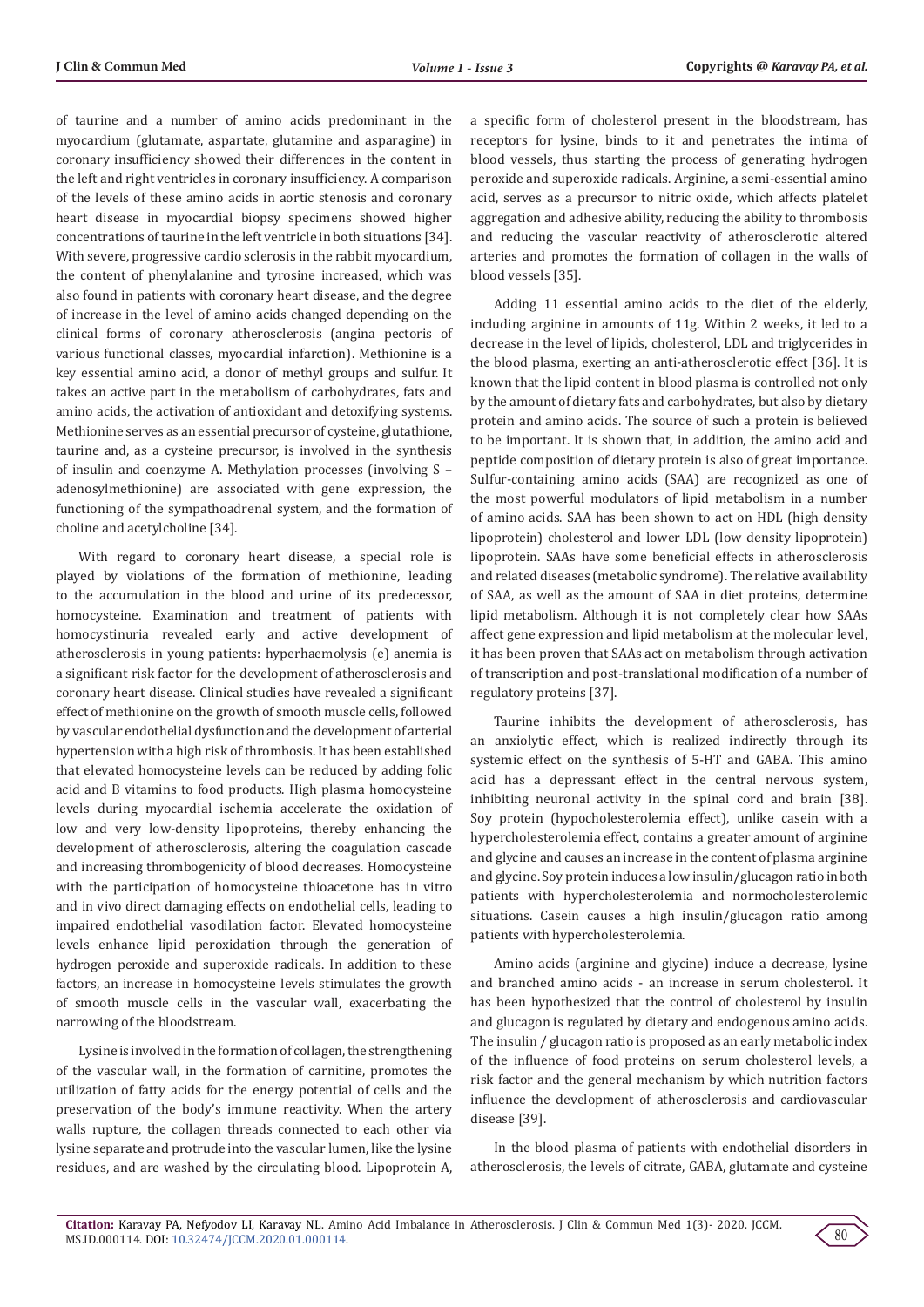of taurine and a number of amino acids predominant in the myocardium (glutamate, aspartate, glutamine and asparagine) in coronary insufficiency showed their differences in the content in the left and right ventricles in coronary insufficiency. A comparison of the levels of these amino acids in aortic stenosis and coronary heart disease in myocardial biopsy specimens showed higher concentrations of taurine in the left ventricle in both situations [34]. With severe, progressive cardio sclerosis in the rabbit myocardium, the content of phenylalanine and tyrosine increased, which was also found in patients with coronary heart disease, and the degree of increase in the level of amino acids changed depending on the clinical forms of coronary atherosclerosis (angina pectoris of various functional classes, myocardial infarction). Methionine is a key essential amino acid, a donor of methyl groups and sulfur. It takes an active part in the metabolism of carbohydrates, fats and amino acids, the activation of antioxidant and detoxifying systems. Methionine serves as an essential precursor of cysteine, glutathione, taurine and, as a cysteine precursor, is involved in the synthesis of insulin and coenzyme A. Methylation processes (involving S – adenosylmethionine) are associated with gene expression, the functioning of the sympathoadrenal system, and the formation of choline and acetylcholine [34].

With regard to coronary heart disease, a special role is played by violations of the formation of methionine, leading to the accumulation in the blood and urine of its predecessor, homocysteine. Examination and treatment of patients with homocystinuria revealed early and active development of atherosclerosis in young patients: hyperhaemolysis (e) anemia is a significant risk factor for the development of atherosclerosis and coronary heart disease. Clinical studies have revealed a significant effect of methionine on the growth of smooth muscle cells, followed by vascular endothelial dysfunction and the development of arterial hypertension with a high risk of thrombosis. It has been established that elevated homocysteine levels can be reduced by adding folic acid and B vitamins to food products. High plasma homocysteine levels during myocardial ischemia accelerate the oxidation of low and very low-density lipoproteins, thereby enhancing the development of atherosclerosis, altering the coagulation cascade and increasing thrombogenicity of blood decreases. Homocysteine with the participation of homocysteine thioacetone has in vitro and in vivo direct damaging effects on endothelial cells, leading to impaired endothelial vasodilation factor. Elevated homocysteine levels enhance lipid peroxidation through the generation of hydrogen peroxide and superoxide radicals. In addition to these factors, an increase in homocysteine levels stimulates the growth of smooth muscle cells in the vascular wall, exacerbating the narrowing of the bloodstream.

Lysine is involved in the formation of collagen, the strengthening of the vascular wall, in the formation of carnitine, promotes the utilization of fatty acids for the energy potential of cells and the preservation of the body's immune reactivity. When the artery walls rupture, the collagen threads connected to each other via lysine separate and protrude into the vascular lumen, like the lysine residues, and are washed by the circulating blood. Lipoprotein A, a specific form of cholesterol present in the bloodstream, has receptors for lysine, binds to it and penetrates the intima of blood vessels, thus starting the process of generating hydrogen peroxide and superoxide radicals. Arginine, a semi-essential amino acid, serves as a precursor to nitric oxide, which affects platelet aggregation and adhesive ability, reducing the ability to thrombosis and reducing the vascular reactivity of atherosclerotic altered arteries and promotes the formation of collagen in the walls of blood vessels [35].

Adding 11 essential amino acids to the diet of the elderly, including arginine in amounts of 11g. Within 2 weeks, it led to a decrease in the level of lipids, cholesterol, LDL and triglycerides in the blood plasma, exerting an anti-atherosclerotic effect [36]. It is known that the lipid content in blood plasma is controlled not only by the amount of dietary fats and carbohydrates, but also by dietary protein and amino acids. The source of such a protein is believed to be important. It is shown that, in addition, the amino acid and peptide composition of dietary protein is also of great importance. Sulfur-containing amino acids (SAA) are recognized as one of the most powerful modulators of lipid metabolism in a number of amino acids. SAA has been shown to act on HDL (high density lipoprotein) cholesterol and lower LDL (low density lipoprotein) lipoprotein. SAAs have some beneficial effects in atherosclerosis and related diseases (metabolic syndrome). The relative availability of SAA, as well as the amount of SAA in diet proteins, determine lipid metabolism. Although it is not completely clear how SAAs affect gene expression and lipid metabolism at the molecular level, it has been proven that SAAs act on metabolism through activation of transcription and post-translational modification of a number of regulatory proteins [37].

Taurine inhibits the development of atherosclerosis, has an anxiolytic effect, which is realized indirectly through its systemic effect on the synthesis of 5-HT and GABA. This amino acid has a depressant effect in the central nervous system, inhibiting neuronal activity in the spinal cord and brain [38]. Soy protein (hypocholesterolemia effect), unlike casein with a hypercholesterolemia effect, contains a greater amount of arginine and glycine and causes an increase in the content of plasma arginine and glycine. Soy protein induces a low insulin/glucagon ratio in both patients with hypercholesterolemia and normocholesterolemic situations. Casein causes a high insulin/glucagon ratio among patients with hypercholesterolemia.

Amino acids (arginine and glycine) induce a decrease, lysine and branched amino acids - an increase in serum cholesterol. It has been hypothesized that the control of cholesterol by insulin and glucagon is regulated by dietary and endogenous amino acids. The insulin / glucagon ratio is proposed as an early metabolic index of the influence of food proteins on serum cholesterol levels, a risk factor and the general mechanism by which nutrition factors influence the development of atherosclerosis and cardiovascular disease [39].

In the blood plasma of patients with endothelial disorders in atherosclerosis, the levels of citrate, GABA, glutamate and cysteine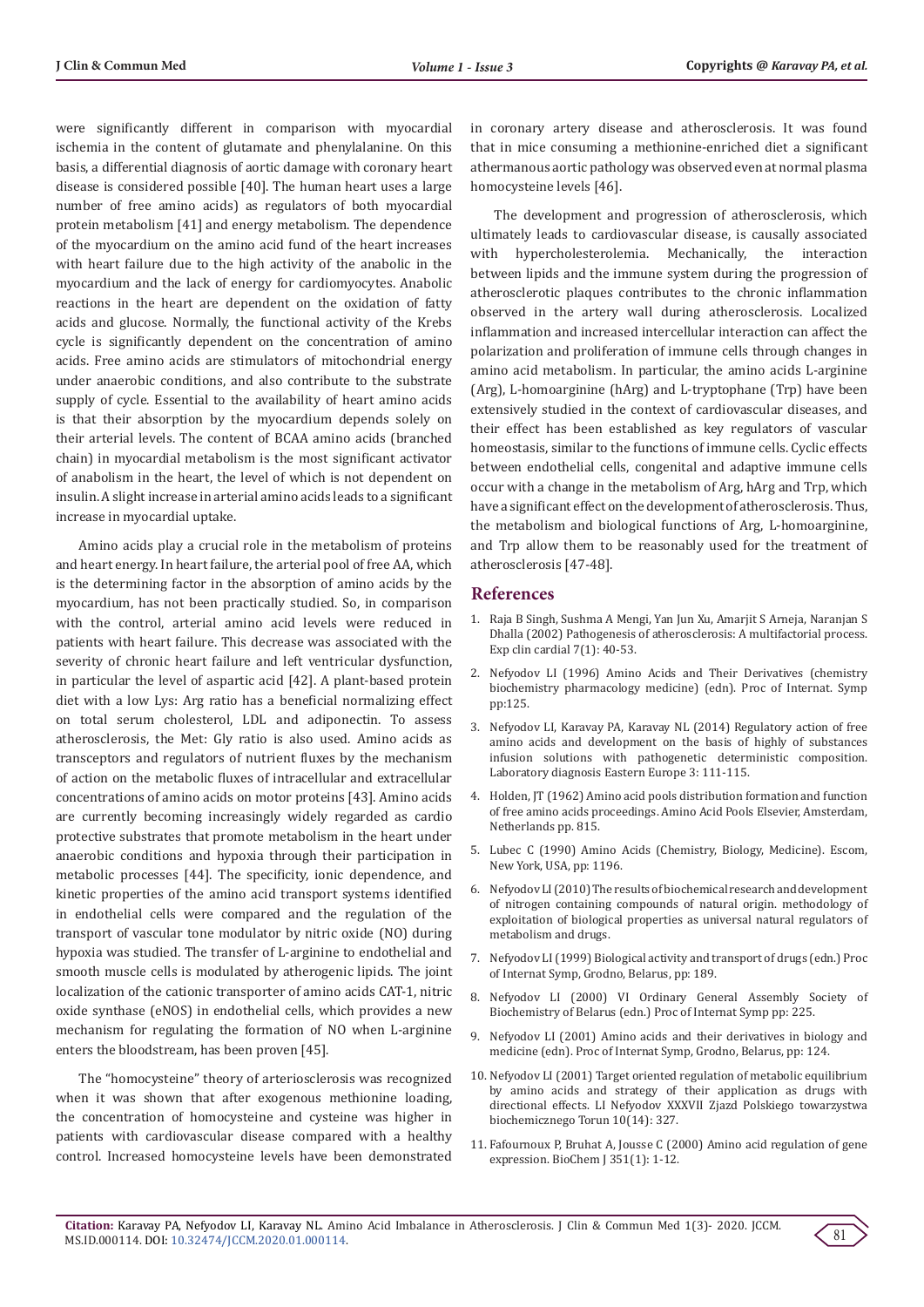were significantly different in comparison with myocardial ischemia in the content of glutamate and phenylalanine. On this basis, a differential diagnosis of aortic damage with coronary heart disease is considered possible [40]. The human heart uses a large number of free amino acids) as regulators of both myocardial protein metabolism [41] and energy metabolism. The dependence of the myocardium on the amino acid fund of the heart increases with heart failure due to the high activity of the anabolic in the myocardium and the lack of energy for cardiomyocytes. Anabolic reactions in the heart are dependent on the oxidation of fatty acids and glucose. Normally, the functional activity of the Krebs cycle is significantly dependent on the concentration of amino acids. Free amino acids are stimulators of mitochondrial energy under anaerobic conditions, and also contribute to the substrate supply of cycle. Essential to the availability of heart amino acids is that their absorption by the myocardium depends solely on their arterial levels. The content of BCAA amino acids (branched chain) in myocardial metabolism is the most significant activator of anabolism in the heart, the level of which is not dependent on insulin. A slight increase in arterial amino acids leads to a significant increase in myocardial uptake.

Amino acids play a crucial role in the metabolism of proteins and heart energy. In heart failure, the arterial pool of free AA, which is the determining factor in the absorption of amino acids by the myocardium, has not been practically studied. So, in comparison with the control, arterial amino acid levels were reduced in patients with heart failure. This decrease was associated with the severity of chronic heart failure and left ventricular dysfunction, in particular the level of aspartic acid [42]. A plant-based protein diet with a low Lys: Arg ratio has a beneficial normalizing effect on total serum cholesterol, LDL and adiponectin. To assess atherosclerosis, the Met: Gly ratio is also used. Amino acids as transceptors and regulators of nutrient fluxes by the mechanism of action on the metabolic fluxes of intracellular and extracellular concentrations of amino acids on motor proteins [43]. Amino acids are currently becoming increasingly widely regarded as cardio protective substrates that promote metabolism in the heart under anaerobic conditions and hypoxia through their participation in metabolic processes [44]. The specificity, ionic dependence, and kinetic properties of the amino acid transport systems identified in endothelial cells were compared and the regulation of the transport of vascular tone modulator by nitric oxide (NO) during hypoxia was studied. The transfer of L-arginine to endothelial and smooth muscle cells is modulated by atherogenic lipids. The joint localization of the cationic transporter of amino acids CAT-1, nitric oxide synthase (eNOS) in endothelial cells, which provides a new mechanism for regulating the formation of NO when L-arginine enters the bloodstream, has been proven [45].

The "homocysteine" theory of arteriosclerosis was recognized when it was shown that after exogenous methionine loading, the concentration of homocysteine and cysteine was higher in patients with cardiovascular disease compared with a healthy control. Increased homocysteine levels have been demonstrated in coronary artery disease and atherosclerosis. It was found that in mice consuming a methionine-enriched diet a significant athermanous aortic pathology was observed even at normal plasma homocysteine levels [46].

The development and progression of atherosclerosis, which ultimately leads to cardiovascular disease, is causally associated with hypercholesterolemia. Mechanically, the interaction between lipids and the immune system during the progression of atherosclerotic plaques contributes to the chronic inflammation observed in the artery wall during atherosclerosis. Localized inflammation and increased intercellular interaction can affect the polarization and proliferation of immune cells through changes in amino acid metabolism. In particular, the amino acids L-arginine (Arg), L-homoarginine (hArg) and L-tryptophane (Trp) have been extensively studied in the context of cardiovascular diseases, and their effect has been established as key regulators of vascular homeostasis, similar to the functions of immune cells. Cyclic effects between endothelial cells, congenital and adaptive immune cells occur with a change in the metabolism of Arg, hArg and Trp, which have a significant effect on the development of atherosclerosis. Thus, the metabolism and biological functions of Arg, L-homoarginine, and Trp allow them to be reasonably used for the treatment of atherosclerosis [47-48].

## References

1. Raja B Singh, Sushma A Mengi, Yan Jun Xu, Amarjit S Arneja, Naranjan S Dhalla (2002) Pathogenesis of atherosclerosis: A multifactorial process. Exp clin cardial 7(1): 40-53.
2. Nefyodov LI (1996) Amino Acids and Their Derivatives (chemistry biochemistry pharmacology medicine) (edn). Proc of Internat. Symp pp:125.
3. Nefyodov LI, Karavay PA, Karavay NL (2014) Regulatory action of free amino acids and development on the basis of highly of substances infusion solutions with pathogenetic deterministic composition. Laboratory diagnosis Eastern Europe 3: 111-115.
4. Holden, JT (1962) Amino acid pools distribution formation and function of free amino acids proceedings. Amino Acid Pools Elsevier, Amsterdam, Netherlands pp. 815.
5. Lubec C (1990) Amino Acids (Chemistry, Biology, Medicine). Escom, New York, USA, pp: 1196.
6. Nefyodov LI (2010) The results of biochemical research and development of nitrogen containing compounds of natural origin. methodology of exploitation of biological properties as universal natural regulators of metabolism and drugs.
7. Nefyodov LI (1999) Biological activity and transport of drugs (edn.) Proc of Internat Symp, Grodno, Belarus, pp: 189.
8. Nefyodov LI (2000) VI Ordinary General Assembly Society of Biochemistry of Belarus (edn.) Proc of Internat Symp pp: 225.
9. Nefyodov LI (2001) Amino acids and their derivatives in biology and medicine (edn). Proc of Internat Symp, Grodno, Belarus, pp: 124.
10. Nefyodov LI (2001) Target oriented regulation of metabolic equilibrium by amino acids and strategy of their application as drugs with directional effects. LI Nefyodov XXXVII Zjazd Polskiego towarzystwa biochemicznego Torun 10(14): 327.
11. Fafournoux P, Bruhat A, Jousse C (2000) Amino acid regulation of gene expression. BioChem J 351(1): 1-12.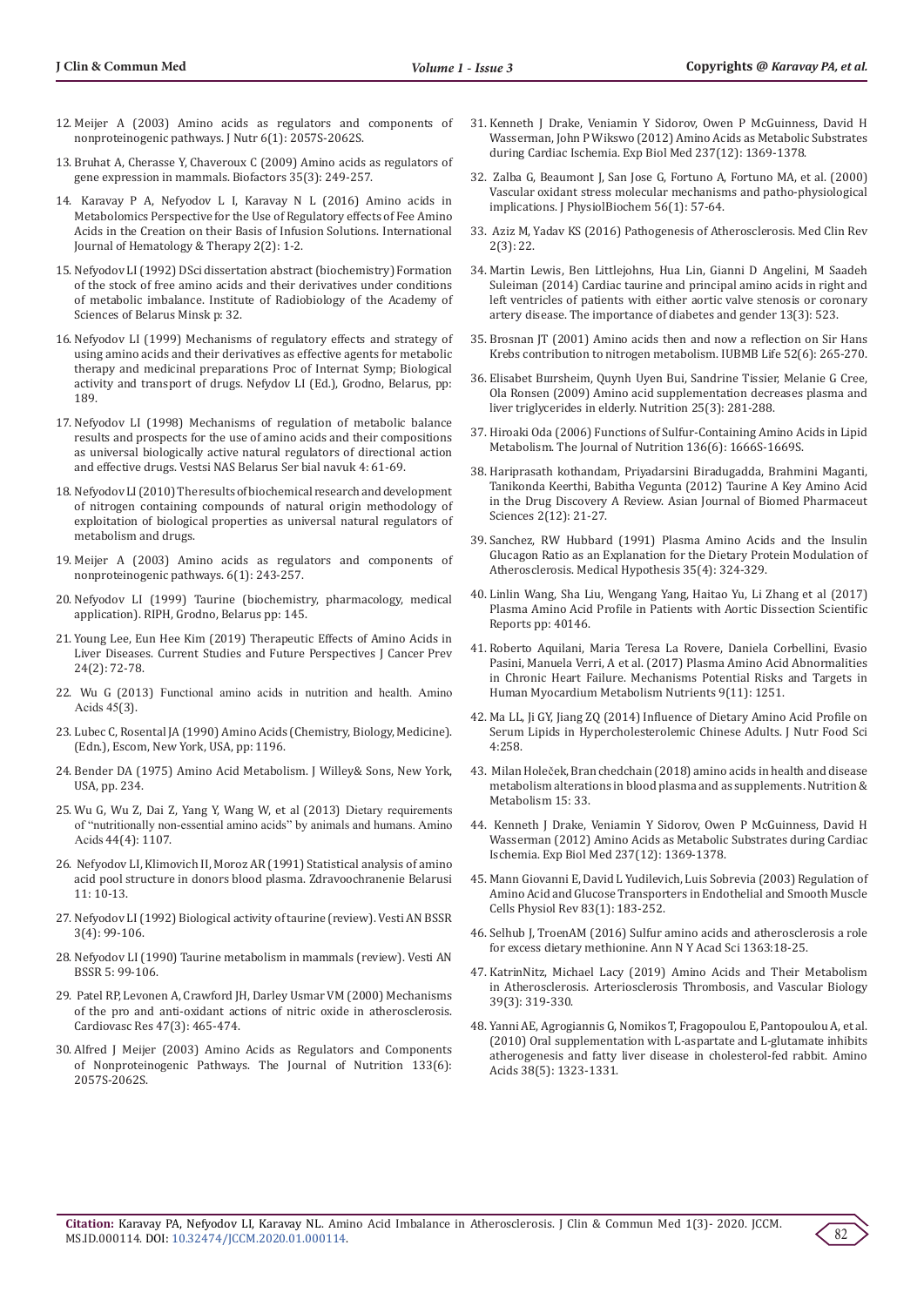12. Meijer A (2003) Amino acids as regulators and components of nonproteinogenic pathways. J Nutr 6(1): 2057S-2062S.

13. Bruhat A, Cherasse Y, Chaveroux C (2009) Amino acids as regulators of gene expression in mammals. Biofactors 35(3): 249-257.

14. Karavay P A, Nefyodov L I, Karavay N L (2016) Amino acids in Metabolomics Perspective for the Use of Regulatory effects of Fee Amino Acids in the Creation on their Basis of Infusion Solutions. International Journal of Hematology & Therapy 2(2): 1-2.

15. Nefyodov LI (1992) DSci dissertation abstract (biochemistry) Formation of the stock of free amino acids and their derivatives under conditions of metabolic imbalance. Institute of Radiobiology of the Academy of Sciences of Belarus Minsk p: 32.

16. Nefyodov LI (1999) Mechanisms of regulatory effects and strategy of using amino acids and their derivatives as effective agents for metabolic therapy and medicinal preparations Proc of Internat Symp; Biological activity and transport of drugs. Nefydov LI (Ed.), Grodno, Belarus, pp: 189.

17. Nefyodov LI (1998) Mechanisms of regulation of metabolic balance results and prospects for the use of amino acids and their compositions as universal biologically active natural regulators of directional action and effective drugs. Vestsi NAS Belarus Ser bial navuk 4: 61-69.

18. Nefyodov LI (2010) The results of biochemical research and development of nitrogen containing compounds of natural origin methodology of exploitation of biological properties as universal natural regulators of metabolism and drugs.

19. Meijer A (2003) Amino acids as regulators and components of nonproteinogenic pathways. 6(1): 243-257.

20. Nefyodov LI (1999) Taurine (biochemistry, pharmacology, medical application). RIPH, Grodno, Belarus pp: 145.

21. Young Lee, Eun Hee Kim (2019) Therapeutic Effects of Amino Acids in Liver Diseases. Current Studies and Future Perspectives J Cancer Prev 24(2): 72-78.

22. Wu G (2013) Functional amino acids in nutrition and health. Amino Acids 45(3).

23. Lubec C, Rosental JA (1990) Amino Acids (Chemistry, Biology, Medicine). (Edn.), Escom, New York, USA, pp: 1196.

24. Bender DA (1975) Amino Acid Metabolism. J Willey& Sons, New York, USA, pp. 234.

25. Wu G, Wu Z, Dai Z, Yang Y, Wang W, et al (2013) Dietary requirements of "nutritionally non-essential amino acids" by animals and humans. Amino Acids 44(4): 1107.

26. Nefyodov LI, Klimovich II, Moroz AR (1991) Statistical analysis of amino acid pool structure in donors blood plasma. Zdravoochranenie Belarusi 11: 10-13.

27. Nefyodov LI (1992) Biological activity of taurine (review). Vesti AN BSSR 3(4): 99-106.

28. Nefyodov LI (1990) Taurine metabolism in mammals (review). Vesti AN BSSR 5: 99-106.

29. Patel RP, Levonen A, Crawford JH, Darley Usmar VM (2000) Mechanisms of the pro and anti-oxidant actions of nitric oxide in atherosclerosis. Cardiovasc Res 47(3): 465-474.

30. Alfred J Meijer (2003) Amino Acids as Regulators and Components of Nonproteinogenic Pathways. The Journal of Nutrition 133(6): 2057S-2062S.

31. Kenneth J Drake, Veniamin Y Sidorov, Owen P McGuinness, David H Wasserman, John P Wikswo (2012) Amino Acids as Metabolic Substrates during Cardiac Ischemia. Exp Biol Med 237(12): 1369-1378.

32. Zalba G, Beaumont J, San Jose G, Fortuno A, Fortuno MA, et al. (2000) Vascular oxidant stress molecular mechanisms and patho-physiological implications. J PhysiolBiochem 56(1): 57-64.

33. Aziz M, Yadav KS (2016) Pathogenesis of Atherosclerosis. Med Clin Rev 2(3): 22.

34. Martin Lewis, Ben Littlejohns, Hua Lin, Gianni D Angelini, M Saadeh Suleiman (2014) Cardiac taurine and principal amino acids in right and left ventricles of patients with either aortic valve stenosis or coronary artery disease. The importance of diabetes and gender 13(3): 523.

35. Brosnan JT (2001) Amino acids then and now a reflection on Sir Hans Krebs contribution to nitrogen metabolism. IUBMB Life 52(6): 265-270.

36. Elisabet Børsheim, Quynh Uyen Bui, Sandrine Tissier, Melanie G Cree, Ola Ronsen (2009) Amino acid supplementation decreases plasma and liver triglycerides in elderly. Nutrition 25(3): 281-288.

37. Hiroaki Oda (2006) Functions of Sulfur-Containing Amino Acids in Lipid Metabolism. The Journal of Nutrition 136(6): 1666S-1669S.

38. Hariprasath kothandam, Priyadarsini Biradugadda, Brahmini Maganti, Tanikonda Keerthi, Babitha Vegunta (2012) Taurine A Key Amino Acid in the Drug Discovery A Review. Asian Journal of Biomed Pharmaceut Sciences 2(12): 21-27.

39. Sanchez, RW Hubbard (1991) Plasma Amino Acids and the Insulin Glucagon Ratio as an Explanation for the Dietary Protein Modulation of Atherosclerosis. Medical Hypothesis 35(4): 324-329.

40. Linlin Wang, Sha Liu, Wengang Yang, Haitao Yu, Li Zhang et al (2017) Plasma Amino Acid Profile in Patients with Aortic Dissection Scientific Reports pp: 40146.

41. Roberto Aquilani, Maria Teresa La Rovere, Daniela Corbellini, Evasio Pasini, Manuela Verri, A et al. (2017) Plasma Amino Acid Abnormalities in Chronic Heart Failure. Mechanisms Potential Risks and Targets in Human Myocardium Metabolism Nutrients 9(11): 1251.

42. Ma LL, Ji GY, Jiang ZQ (2014) Influence of Dietary Amino Acid Profile on Serum Lipids in Hypercholesterolemic Chinese Adults. J Nutr Food Sci 4:258.

43. Milan Holeček, Bran chedchain (2018) amino acids in health and disease metabolism alterations in blood plasma and as supplements. Nutrition & Metabolism 15: 33.

44. Kenneth J Drake, Veniamin Y Sidorov, Owen P McGuinness, David H Wasserman (2012) Amino Acids as Metabolic Substrates during Cardiac Ischemia. Exp Biol Med 237(12): 1369-1378.

45. Mann Giovanni E, David L Yudilevich, Luis Sobrevia (2003) Regulation of Amino Acid and Glucose Transporters in Endothelial and Smooth Muscle Cells Physiol Rev 83(1): 183-252.

46. Selhub J, TroenAM (2016) Sulfur amino acids and atherosclerosis a role for excess dietary methionine. Ann N Y Acad Sci 1363:18-25.

47. KatrinNitz, Michael Lacy (2019) Amino Acids and Their Metabolism in Atherosclerosis. Arteriosclerosis Thrombosis, and Vascular Biology 39(3): 319-330.

48. Yanni AE, Agrogiannis G, Nomikos T, Fragopoulou E, Pantopoulou A, et al. (2010) Oral supplementation with L-aspartate and L-glutamate inhibits atherogenesis and fatty liver disease in cholesterol-fed rabbit. Amino Acids 38(5): 1323-1331.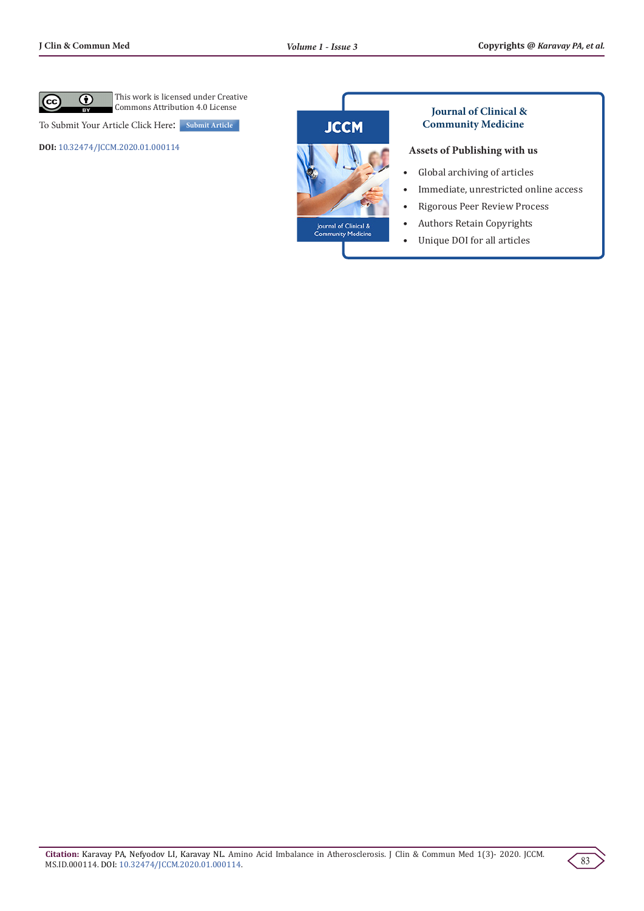This work is licensed under Creative Commons Attribution 4.0 License

To Submit Your Article Click Here: Submit Article

**DOI:** 10.32474/JCCM.2020.01.000114

**Journal of Clinical & Community Medicine**

**Assets of Publishing with us**

- Global archiving of articles
- Immediate, unrestricted online access
- Rigorous Peer Review Process
- Authors Retain Copyrights
- Unique DOI for all articles

**Citation:** Karavay PA, Nefyodov LI, Karavay NL. Amino Acid Imbalance in Atherosclerosis. J Clin & Commun Med 1(3)- 2020. JCCM. MS.ID.000114. DOI: 10.32474/JCCM.2020.01.000114.